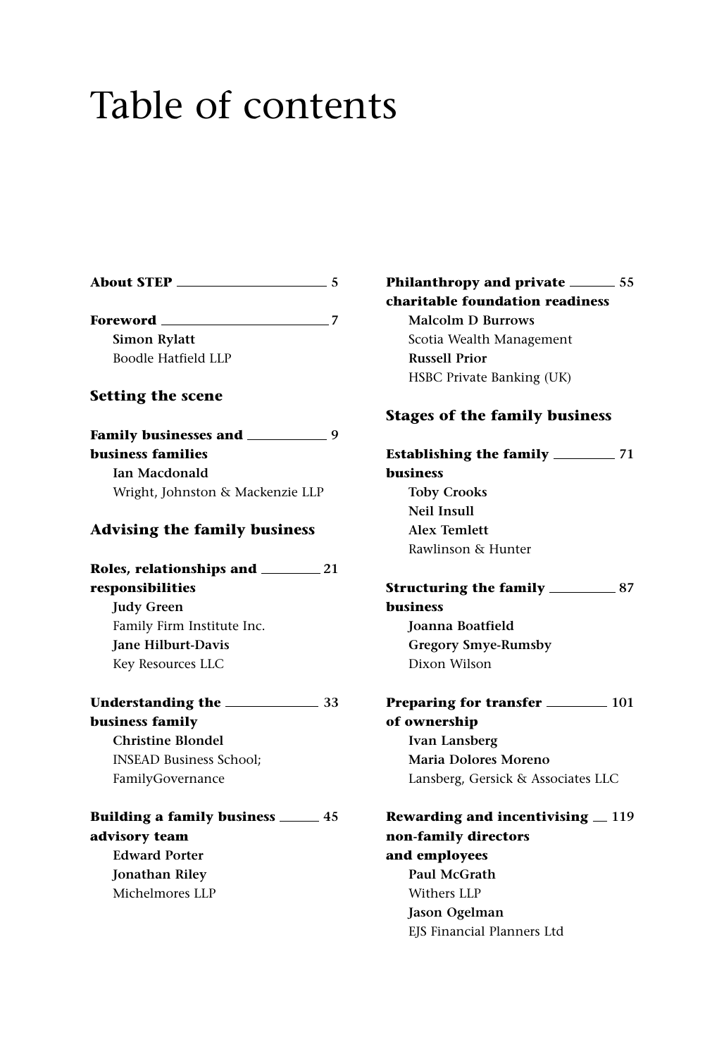# Table of contents

**About STEP** — 5

**Foreword** — 7
**Simon Rylatt**
Boodle Hatfield LLP

## Setting the scene

**Family businesses and business families** — 9
**Ian Macdonald**
Wright, Johnston & Mackenzie LLP

## Advising the family business

**Roles, relationships and responsibilities** — 21
**Judy Green**
Family Firm Institute Inc.
**Jane Hilburt-Davis**
Key Resources LLC

**Understanding the business family** — 33
**Christine Blondel**
INSEAD Business School; FamilyGovernance

**Building a family business advisory team** — 45
**Edward Porter**
**Jonathan Riley**
Michelmores LLP

**Philanthropy and private charitable foundation readiness** — 55
**Malcolm D Burrows**
Scotia Wealth Management
**Russell Prior**
HSBC Private Banking (UK)

## Stages of the family business

**Establishing the family business** — 71
**Toby Crooks**
**Neil Insull**
**Alex Temlett**
Rawlinson & Hunter

**Structuring the family business** — 87
**Joanna Boatfield**
**Gregory Smye-Rumsby**
Dixon Wilson

**Preparing for transfer of ownership** — 101
**Ivan Lansberg**
**Maria Dolores Moreno**
Lansberg, Gersick & Associates LLC

**Rewarding and incentivising non-family directors and employees** — 119
**Paul McGrath**
Withers LLP
**Jason Ogelman**
EJS Financial Planners Ltd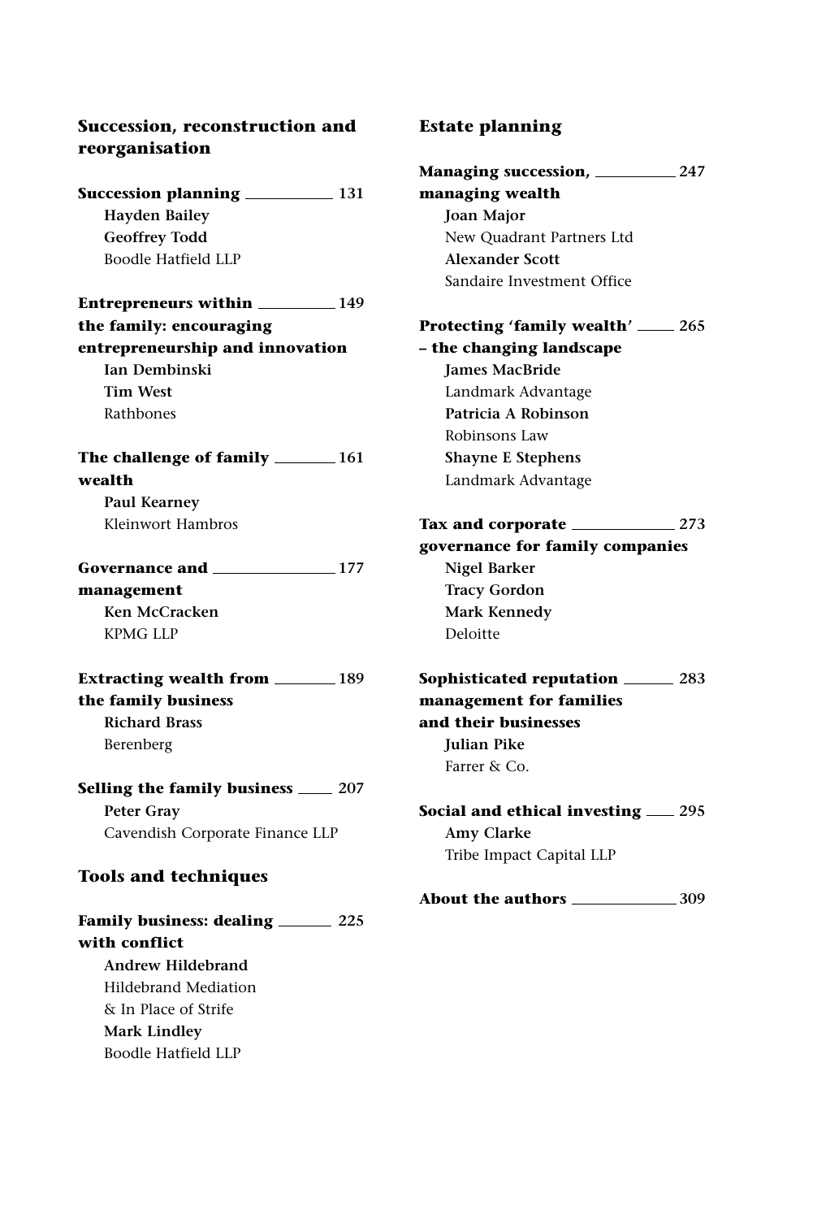## Succession, reconstruction and reorganisation

**Succession planning** 131
**Hayden Bailey**
**Geoffrey Todd**
Boodle Hatfield LLP

**Entrepreneurs within the family: encouraging entrepreneurship and innovation** 149
**Ian Dembinski**
**Tim West**
Rathbones

**The challenge of family wealth** 161
**Paul Kearney**
Kleinwort Hambros

**Governance and management** 177
**Ken McCracken**
KPMG LLP

**Extracting wealth from the family business** 189
**Richard Brass**
Berenberg

**Selling the family business** 207
**Peter Gray**
Cavendish Corporate Finance LLP

## Tools and techniques

**Family business: dealing with conflict** 225
**Andrew Hildebrand**
Hildebrand Mediation & In Place of Strife
**Mark Lindley**
Boodle Hatfield LLP

## Estate planning

**Managing succession, managing wealth** 247
**Joan Major**
New Quadrant Partners Ltd
**Alexander Scott**
Sandaire Investment Office

**Protecting 'family wealth' – the changing landscape** 265
**James MacBride**
Landmark Advantage
**Patricia A Robinson**
Robinsons Law
**Shayne E Stephens**
Landmark Advantage

**Tax and corporate governance for family companies** 273
**Nigel Barker**
**Tracy Gordon**
**Mark Kennedy**
Deloitte

**Sophisticated reputation management for families and their businesses** 283
**Julian Pike**
Farrer & Co.

**Social and ethical investing** 295
**Amy Clarke**
Tribe Impact Capital LLP

**About the authors** 309